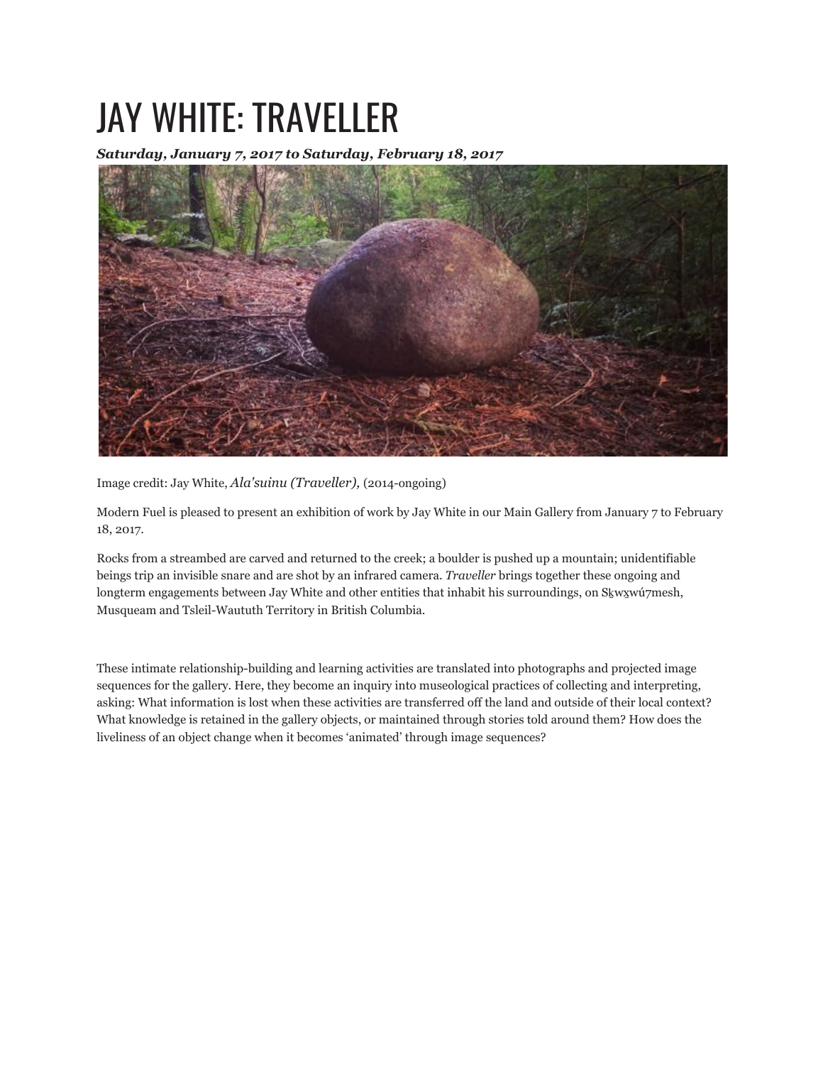# JAY WHITE: TRAVELLER

***Saturday, January 7, 2017 to Saturday, February 18, 2017***

Image credit: Jay White, *Ala'suinu (Traveller),* (2014-ongoing)

Modern Fuel is pleased to present an exhibition of work by Jay White in our Main Gallery from January 7 to February 18, 2017.

Rocks from a streambed are carved and returned to the creek; a boulder is pushed up a mountain; unidentifiable beings trip an invisible snare and are shot by an infrared camera. *Traveller* brings together these ongoing and longterm engagements between Jay White and other entities that inhabit his surroundings, on Sḵwx̱wú7mesh, Musqueam and Tsleil-Waututh Territory in British Columbia.

These intimate relationship-building and learning activities are translated into photographs and projected image sequences for the gallery. Here, they become an inquiry into museological practices of collecting and interpreting, asking: What information is lost when these activities are transferred off the land and outside of their local context? What knowledge is retained in the gallery objects, or maintained through stories told around them? How does the liveliness of an object change when it becomes 'animated' through image sequences?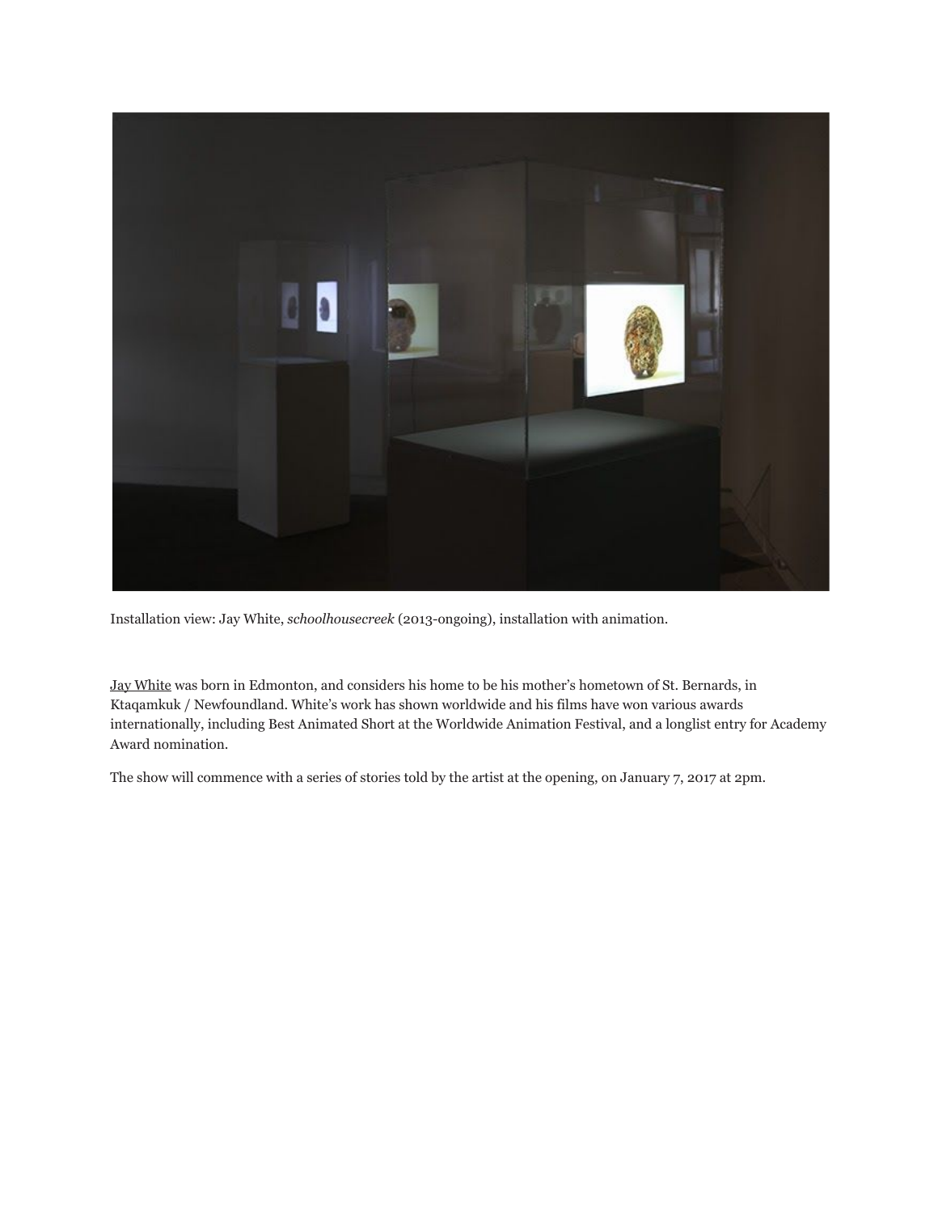Installation view: Jay White, *schoolhousecreek* (2013-ongoing), installation with animation.

Jay White was born in Edmonton, and considers his home to be his mother's hometown of St. Bernards, in Ktaqamkuk / Newfoundland. White's work has shown worldwide and his films have won various awards internationally, including Best Animated Short at the Worldwide Animation Festival, and a longlist entry for Academy Award nomination.

The show will commence with a series of stories told by the artist at the opening, on January 7, 2017 at 2pm.